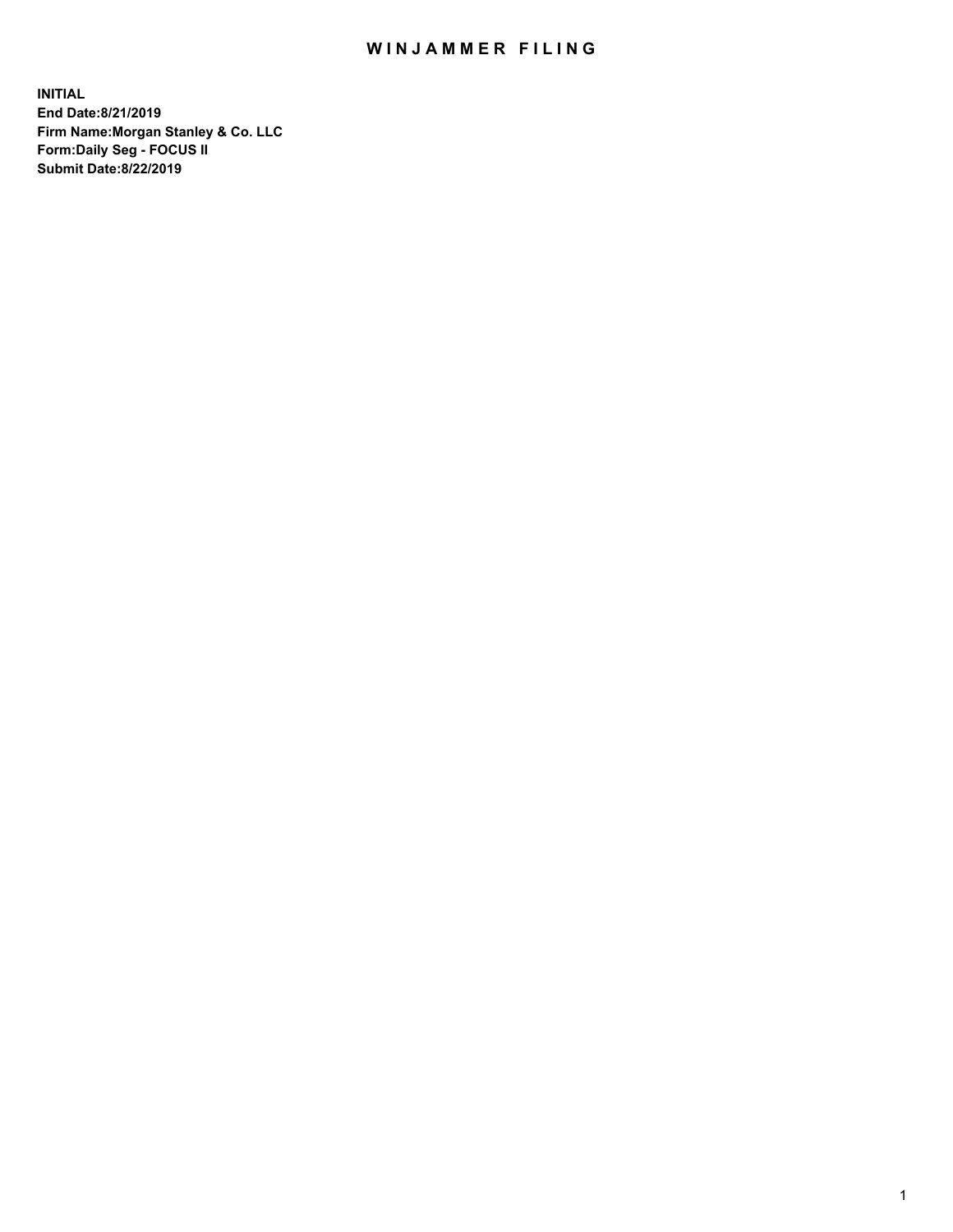# WINJAMMER FILING

**INITIAL**
**End Date:8/21/2019**
**Firm Name:Morgan Stanley & Co. LLC**
**Form:Daily Seg - FOCUS II**
**Submit Date:8/22/2019**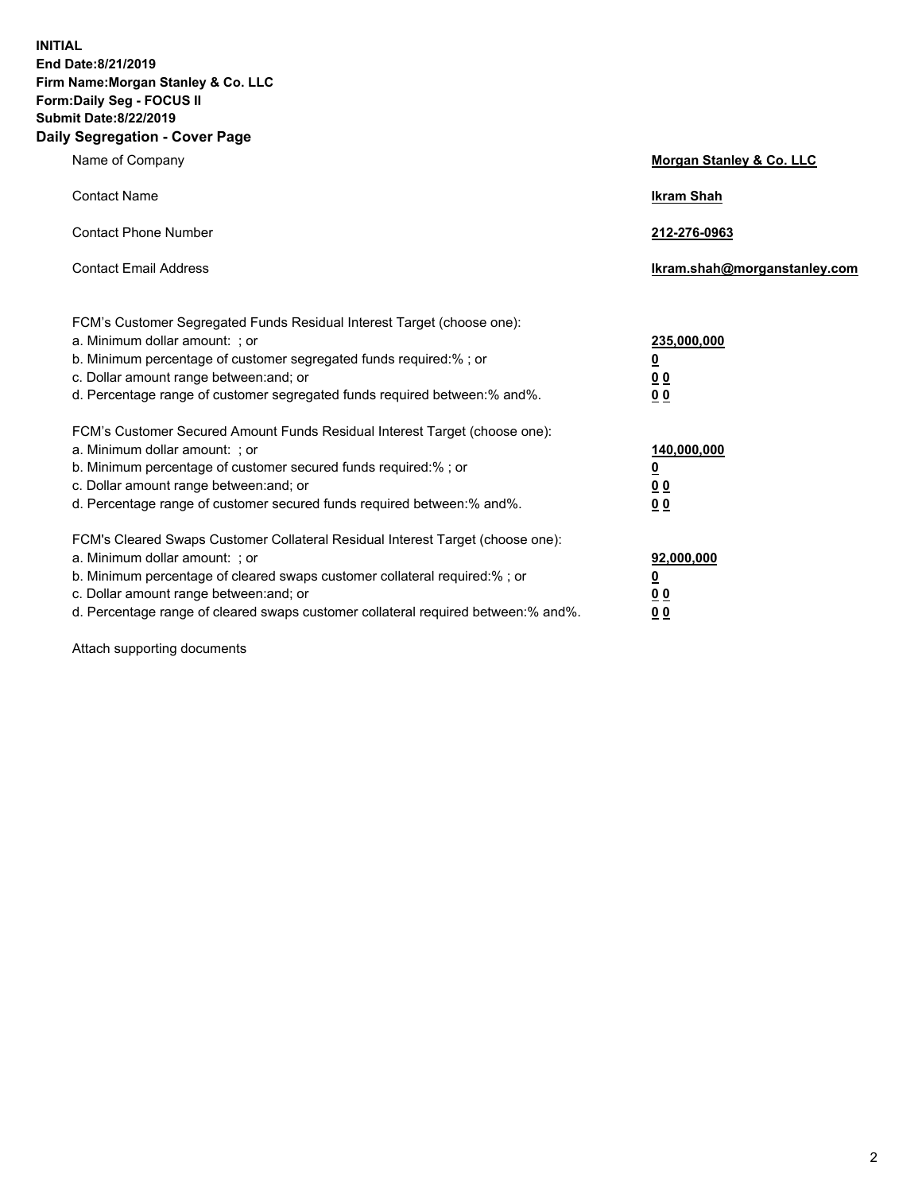**INITIAL**
**End Date:8/21/2019**
**Firm Name:Morgan Stanley & Co. LLC**
**Form:Daily Seg - FOCUS II**
**Submit Date:8/22/2019**

## Daily Segregation - Cover Page

| | |
|---|---|
| Name of Company | **Morgan Stanley & Co. LLC** |
| Contact Name | **Ikram Shah** |
| Contact Phone Number | **212-276-0963** |
| Contact Email Address | **Ikram.shah@morganstanley.com** |

| | |
|---|---|
| FCM's Customer Segregated Funds Residual Interest Target (choose one): | |
| a. Minimum dollar amount: ; or | **235,000,000** |
| b. Minimum percentage of customer segregated funds required:% ; or | **0** |
| c. Dollar amount range between:and; or | **0 0** |
| d. Percentage range of customer segregated funds required between:% and%. | **0 0** |
| FCM's Customer Secured Amount Funds Residual Interest Target (choose one): | |
| a. Minimum dollar amount: ; or | **140,000,000** |
| b. Minimum percentage of customer secured funds required:% ; or | **0** |
| c. Dollar amount range between:and; or | **0 0** |
| d. Percentage range of customer secured funds required between:% and%. | **0 0** |
| FCM's Cleared Swaps Customer Collateral Residual Interest Target (choose one): | |
| a. Minimum dollar amount: ; or | **92,000,000** |
| b. Minimum percentage of cleared swaps customer collateral required:% ; or | **0** |
| c. Dollar amount range between:and; or | **0 0** |
| d. Percentage range of cleared swaps customer collateral required between:% and%. | **0 0** |

Attach supporting documents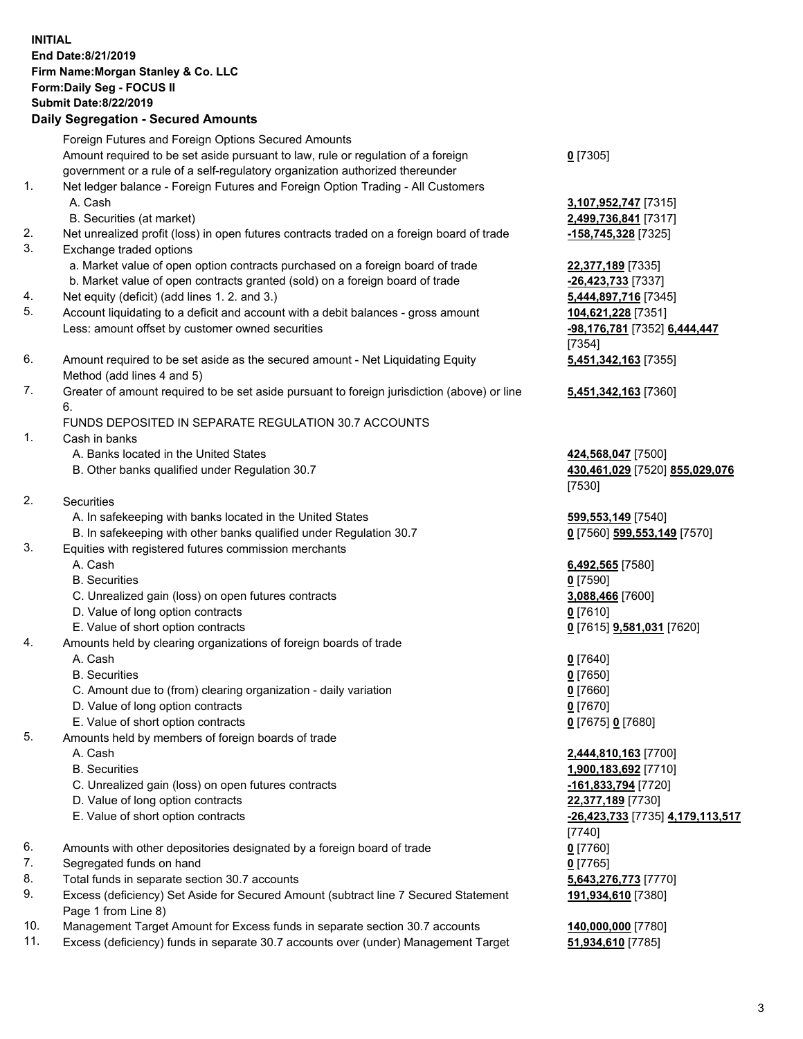**INITIAL**
**End Date:8/21/2019**
**Firm Name:Morgan Stanley & Co. LLC**
**Form:Daily Seg - FOCUS II**
**Submit Date:8/22/2019**

## Daily Segregation - Secured Amounts

| | | |
|---|---|---|
| | Foreign Futures and Foreign Options Secured Amounts | |
| | Amount required to be set aside pursuant to law, rule or regulation of a foreign government or a rule of a self-regulatory organization authorized thereunder | **0** [7305] |
| 1. | Net ledger balance - Foreign Futures and Foreign Option Trading - All Customers | |
| | A. Cash | **3,107,952,747** [7315] |
| | B. Securities (at market) | **2,499,736,841** [7317] |
| 2. | Net unrealized profit (loss) in open futures contracts traded on a foreign board of trade | **-158,745,328** [7325] |
| 3. | Exchange traded options | |
| | a. Market value of open option contracts purchased on a foreign board of trade | **22,377,189** [7335] |
| | b. Market value of open contracts granted (sold) on a foreign board of trade | **-26,423,733** [7337] |
| 4. | Net equity (deficit) (add lines 1. 2. and 3.) | **5,444,897,716** [7345] |
| 5. | Account liquidating to a deficit and account with a debit balances - gross amount | **104,621,228** [7351] |
| | Less: amount offset by customer owned securities | **-98,176,781** [7352] **6,444,447** [7354] |
| 6. | Amount required to be set aside as the secured amount - Net Liquidating Equity Method (add lines 4 and 5) | **5,451,342,163** [7355] |
| 7. | Greater of amount required to be set aside pursuant to foreign jurisdiction (above) or line 6. | **5,451,342,163** [7360] |
| | FUNDS DEPOSITED IN SEPARATE REGULATION 30.7 ACCOUNTS | |
| 1. | Cash in banks | |
| | A. Banks located in the United States | **424,568,047** [7500] |
| | B. Other banks qualified under Regulation 30.7 | **430,461,029** [7520] **855,029,076** [7530] |
| 2. | Securities | |
| | A. In safekeeping with banks located in the United States | **599,553,149** [7540] |
| | B. In safekeeping with other banks qualified under Regulation 30.7 | **0** [7560] **599,553,149** [7570] |
| 3. | Equities with registered futures commission merchants | |
| | A. Cash | **6,492,565** [7580] |
| | B. Securities | **0** [7590] |
| | C. Unrealized gain (loss) on open futures contracts | **3,088,466** [7600] |
| | D. Value of long option contracts | **0** [7610] |
| | E. Value of short option contracts | **0** [7615] **9,581,031** [7620] |
| 4. | Amounts held by clearing organizations of foreign boards of trade | |
| | A. Cash | **0** [7640] |
| | B. Securities | **0** [7650] |
| | C. Amount due to (from) clearing organization - daily variation | **0** [7660] |
| | D. Value of long option contracts | **0** [7670] |
| | E. Value of short option contracts | **0** [7675] **0** [7680] |
| 5. | Amounts held by members of foreign boards of trade | |
| | A. Cash | **2,444,810,163** [7700] |
| | B. Securities | **1,900,183,692** [7710] |
| | C. Unrealized gain (loss) on open futures contracts | **-161,833,794** [7720] |
| | D. Value of long option contracts | **22,377,189** [7730] |
| | E. Value of short option contracts | **-26,423,733** [7735] **4,179,113,517** [7740] |
| 6. | Amounts with other depositories designated by a foreign board of trade | **0** [7760] |
| 7. | Segregated funds on hand | **0** [7765] |
| 8. | Total funds in separate section 30.7 accounts | **5,643,276,773** [7770] |
| 9. | Excess (deficiency) Set Aside for Secured Amount (subtract line 7 Secured Statement Page 1 from Line 8) | **191,934,610** [7380] |
| 10. | Management Target Amount for Excess funds in separate section 30.7 accounts | **140,000,000** [7780] |
| 11. | Excess (deficiency) funds in separate 30.7 accounts over (under) Management Target | **51,934,610** [7785] |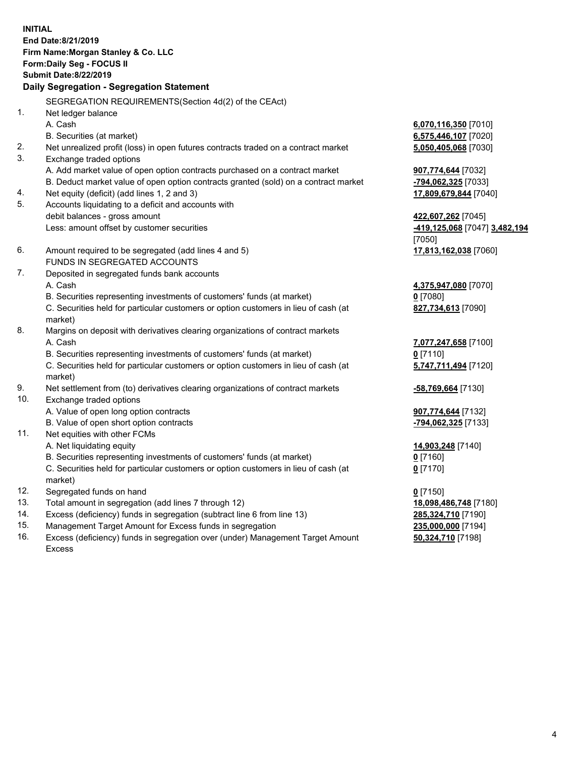**INITIAL**
**End Date:8/21/2019**
**Firm Name:Morgan Stanley & Co. LLC**
**Form:Daily Seg - FOCUS II**
**Submit Date:8/22/2019**

## Daily Segregation - Segregation Statement

| | | |
|---|---|---|
| | SEGREGATION REQUIREMENTS(Section 4d(2) of the CEAct) | |
| 1. | Net ledger balance | |
| | A. Cash | **6,070,116,350** [7010] |
| | B. Securities (at market) | **6,575,446,107** [7020] |
| 2. | Net unrealized profit (loss) in open futures contracts traded on a contract market | **5,050,405,068** [7030] |
| 3. | Exchange traded options | |
| | A. Add market value of open option contracts purchased on a contract market | **907,774,644** [7032] |
| | B. Deduct market value of open option contracts granted (sold) on a contract market | **-794,062,325** [7033] |
| 4. | Net equity (deficit) (add lines 1, 2 and 3) | **17,809,679,844** [7040] |
| 5. | Accounts liquidating to a deficit and accounts with debit balances - gross amount | **422,607,262** [7045] |
| | Less: amount offset by customer securities | **-419,125,068** [7047] **3,482,194** [7050] |
| 6. | Amount required to be segregated (add lines 4 and 5) | **17,813,162,038** [7060] |
| | FUNDS IN SEGREGATED ACCOUNTS | |
| 7. | Deposited in segregated funds bank accounts | |
| | A. Cash | **4,375,947,080** [7070] |
| | B. Securities representing investments of customers' funds (at market) | **0** [7080] |
| | C. Securities held for particular customers or option customers in lieu of cash (at market) | **827,734,613** [7090] |
| 8. | Margins on deposit with derivatives clearing organizations of contract markets | |
| | A. Cash | **7,077,247,658** [7100] |
| | B. Securities representing investments of customers' funds (at market) | **0** [7110] |
| | C. Securities held for particular customers or option customers in lieu of cash (at market) | **5,747,711,494** [7120] |
| 9. | Net settlement from (to) derivatives clearing organizations of contract markets | **-58,769,664** [7130] |
| 10. | Exchange traded options | |
| | A. Value of open long option contracts | **907,774,644** [7132] |
| | B. Value of open short option contracts | **-794,062,325** [7133] |
| 11. | Net equities with other FCMs | |
| | A. Net liquidating equity | **14,903,248** [7140] |
| | B. Securities representing investments of customers' funds (at market) | **0** [7160] |
| | C. Securities held for particular customers or option customers in lieu of cash (at market) | **0** [7170] |
| 12. | Segregated funds on hand | **0** [7150] |
| 13. | Total amount in segregation (add lines 7 through 12) | **18,098,486,748** [7180] |
| 14. | Excess (deficiency) funds in segregation (subtract line 6 from line 13) | **285,324,710** [7190] |
| 15. | Management Target Amount for Excess funds in segregation | **235,000,000** [7194] |
| 16. | Excess (deficiency) funds in segregation over (under) Management Target Amount Excess | **50,324,710** [7198] |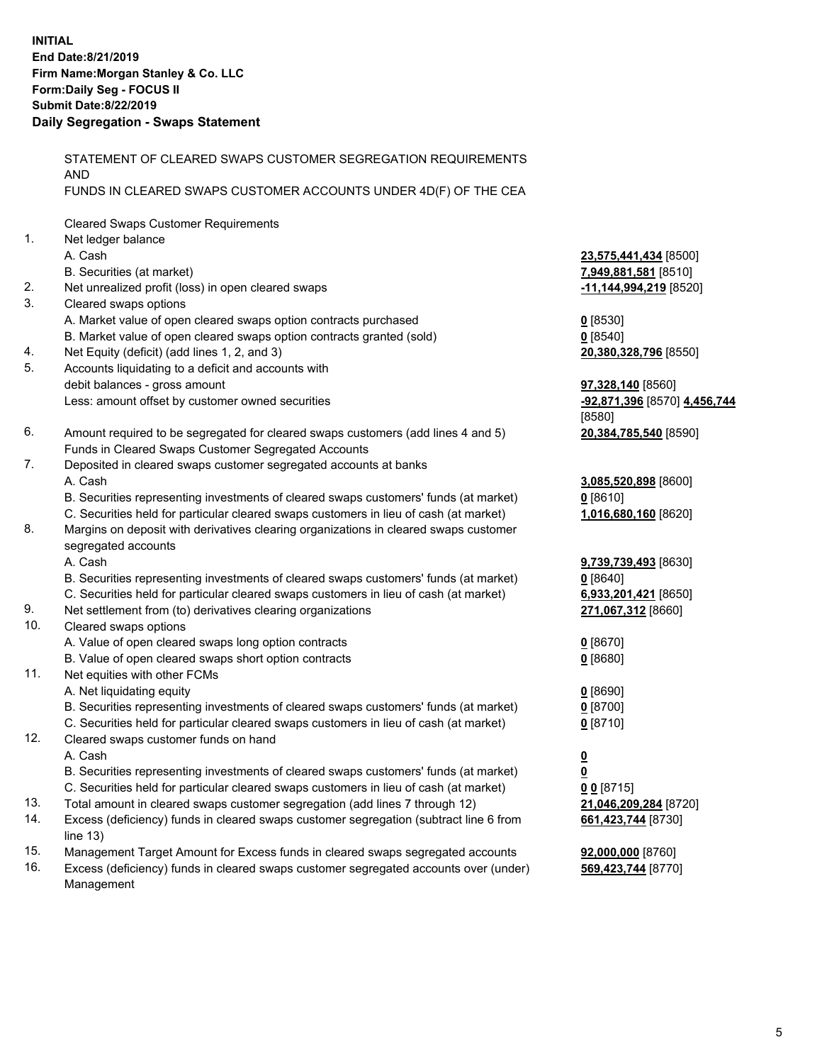**INITIAL**
**End Date:8/21/2019**
**Firm Name:Morgan Stanley & Co. LLC**
**Form:Daily Seg - FOCUS II**
**Submit Date:8/22/2019**
**Daily Segregation - Swaps Statement**

STATEMENT OF CLEARED SWAPS CUSTOMER SEGREGATION REQUIREMENTS AND FUNDS IN CLEARED SWAPS CUSTOMER ACCOUNTS UNDER 4D(F) OF THE CEA

| | | |
|---|---|---|
| | Cleared Swaps Customer Requirements | |
| 1. | Net ledger balance | |
| | A. Cash | **23,575,441,434** [8500] |
| | B. Securities (at market) | **7,949,881,581** [8510] |
| 2. | Net unrealized profit (loss) in open cleared swaps | **-11,144,994,219** [8520] |
| 3. | Cleared swaps options | |
| | A. Market value of open cleared swaps option contracts purchased | **0** [8530] |
| | B. Market value of open cleared swaps option contracts granted (sold) | **0** [8540] |
| 4. | Net Equity (deficit) (add lines 1, 2, and 3) | **20,380,328,796** [8550] |
| 5. | Accounts liquidating to a deficit and accounts with debit balances - gross amount | **97,328,140** [8560] |
| | Less: amount offset by customer owned securities | **-92,871,396** [8570] **4,456,744** [8580] |
| 6. | Amount required to be segregated for cleared swaps customers (add lines 4 and 5) | **20,384,785,540** [8590] |
| | Funds in Cleared Swaps Customer Segregated Accounts | |
| 7. | Deposited in cleared swaps customer segregated accounts at banks | |
| | A. Cash | **3,085,520,898** [8600] |
| | B. Securities representing investments of cleared swaps customers' funds (at market) | **0** [8610] |
| | C. Securities held for particular cleared swaps customers in lieu of cash (at market) | **1,016,680,160** [8620] |
| 8. | Margins on deposit with derivatives clearing organizations in cleared swaps customer segregated accounts | |
| | A. Cash | **9,739,739,493** [8630] |
| | B. Securities representing investments of cleared swaps customers' funds (at market) | **0** [8640] |
| | C. Securities held for particular cleared swaps customers in lieu of cash (at market) | **6,933,201,421** [8650] |
| 9. | Net settlement from (to) derivatives clearing organizations | **271,067,312** [8660] |
| 10. | Cleared swaps options | |
| | A. Value of open cleared swaps long option contracts | **0** [8670] |
| | B. Value of open cleared swaps short option contracts | **0** [8680] |
| 11. | Net equities with other FCMs | |
| | A. Net liquidating equity | **0** [8690] |
| | B. Securities representing investments of cleared swaps customers' funds (at market) | **0** [8700] |
| | C. Securities held for particular cleared swaps customers in lieu of cash (at market) | **0** [8710] |
| 12. | Cleared swaps customer funds on hand | |
| | A. Cash | **0** |
| | B. Securities representing investments of cleared swaps customers' funds (at market) | **0** |
| | C. Securities held for particular cleared swaps customers in lieu of cash (at market) | **0** **0** [8715] |
| 13. | Total amount in cleared swaps customer segregation (add lines 7 through 12) | **21,046,209,284** [8720] |
| 14. | Excess (deficiency) funds in cleared swaps customer segregation (subtract line 6 from line 13) | **661,423,744** [8730] |
| 15. | Management Target Amount for Excess funds in cleared swaps segregated accounts | **92,000,000** [8760] |
| 16. | Excess (deficiency) funds in cleared swaps customer segregated accounts over (under) Management | **569,423,744** [8770] |